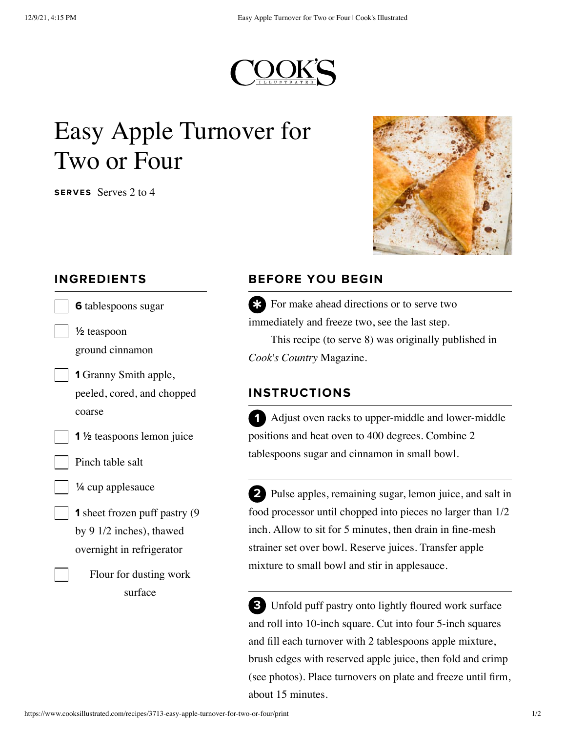# Easy Apple Turnover for Two or Four

**SERVES** Serves 2 to 4

## INGREDIENTS

- **6** tablespoons sugar
- ½ teaspoon ground cinnamon
- **1** Granny Smith apple, peeled, cored, and chopped coarse
- **1** ½ teaspoons lemon juice
- Pinch table salt
- ¼ cup applesauce
- **1** sheet frozen puff pastry (9 by 9 1/2 inches), thawed overnight in refrigerator
- Flour for dusting work surface

## BEFORE YOU BEGIN

For make ahead directions or to serve two immediately and freeze two, see the last step.

This recipe (to serve 8) was originally published in *Cook's Country* Magazine.

## INSTRUCTIONS

1. Adjust oven racks to upper-middle and lower-middle positions and heat oven to 400 degrees. Combine 2 tablespoons sugar and cinnamon in small bowl.

2. Pulse apples, remaining sugar, lemon juice, and salt in food processor until chopped into pieces no larger than 1/2 inch. Allow to sit for 5 minutes, then drain in fine-mesh strainer set over bowl. Reserve juices. Transfer apple mixture to small bowl and stir in applesauce.

3. Unfold puff pastry onto lightly floured work surface and roll into 10-inch square. Cut into four 5-inch squares and fill each turnover with 2 tablespoons apple mixture, brush edges with reserved apple juice, then fold and crimp (see photos). Place turnovers on plate and freeze until firm, about 15 minutes.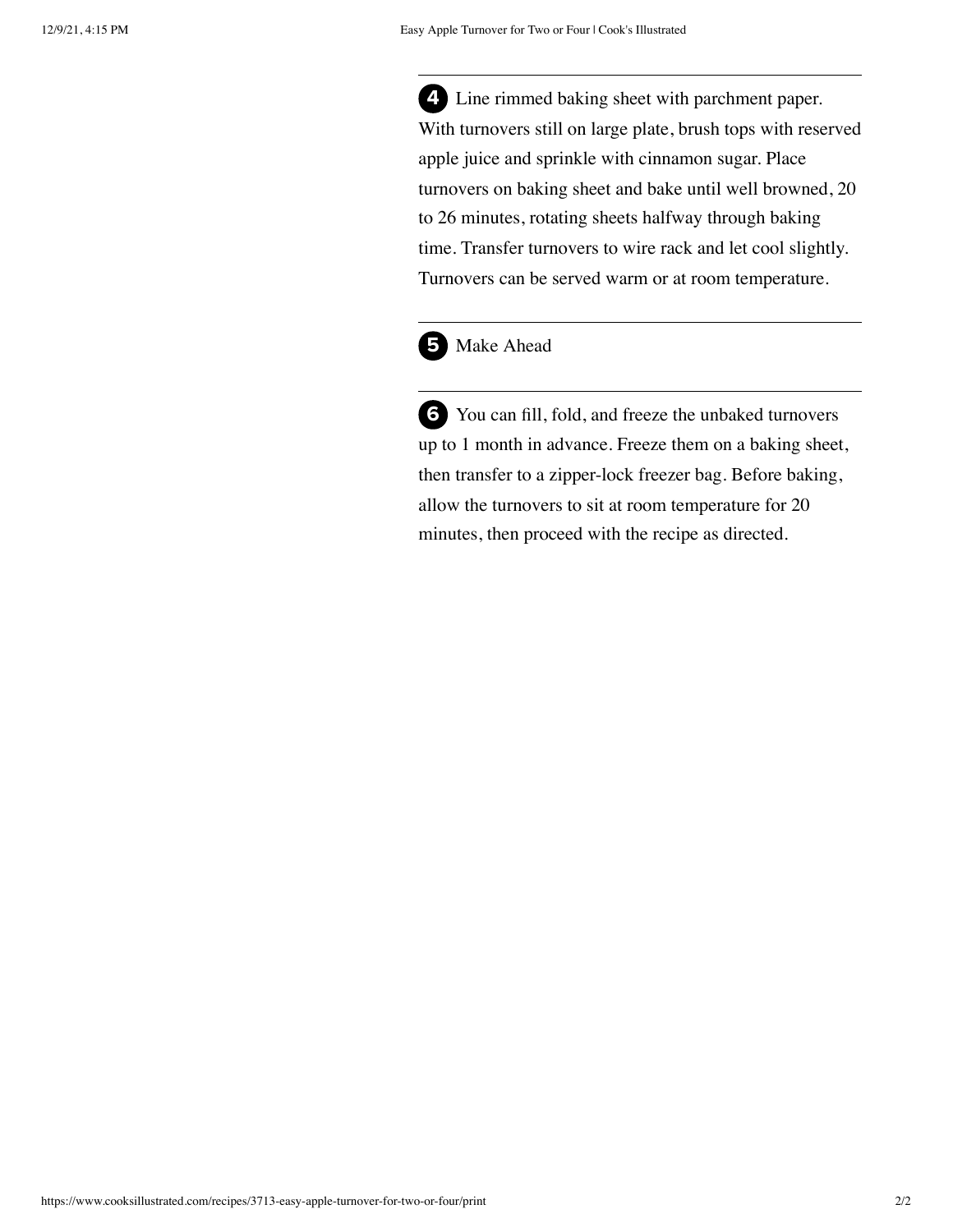4. Line rimmed baking sheet with parchment paper. With turnovers still on large plate, brush tops with reserved apple juice and sprinkle with cinnamon sugar. Place turnovers on baking sheet and bake until well browned, 20 to 26 minutes, rotating sheets halfway through baking time. Transfer turnovers to wire rack and let cool slightly. Turnovers can be served warm or at room temperature.

---

5. Make Ahead

---

6. You can fill, fold, and freeze the unbaked turnovers up to 1 month in advance. Freeze them on a baking sheet, then transfer to a zipper-lock freezer bag. Before baking, allow the turnovers to sit at room temperature for 20 minutes, then proceed with the recipe as directed.